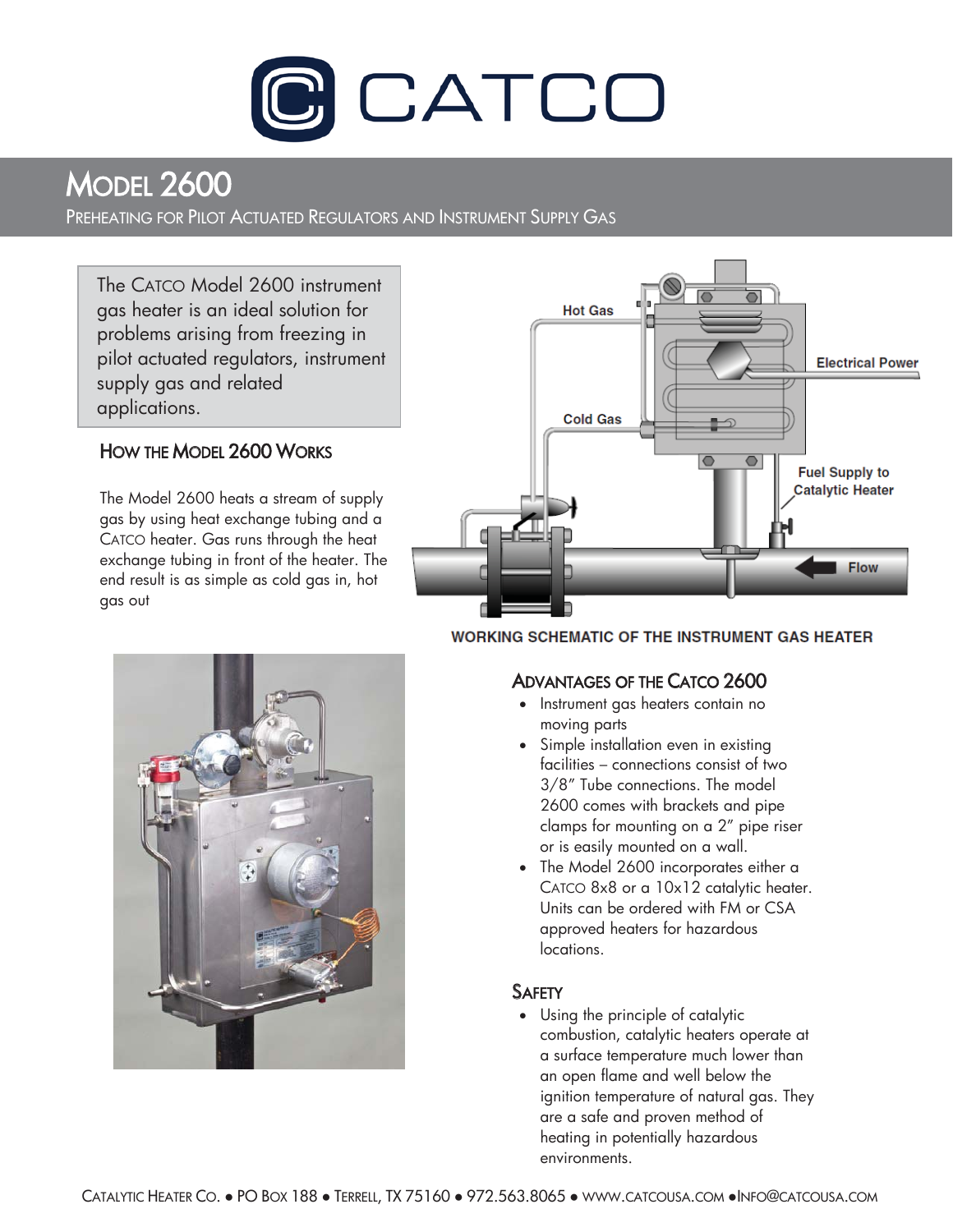# CATCO

## Model 2600

Preheating for Pilot Actuated Regulators and Instrument Supply Gas

The CATCO Model 2600 instrument gas heater is an ideal solution for problems arising from freezing in pilot actuated regulators, instrument supply gas and related applications.

### How the Model 2600 Works

The Model 2600 heats a stream of supply gas by using heat exchange tubing and a CATCO heater. Gas runs through the heat exchange tubing in front of the heater. The end result is as simple as cold gas in, hot gas out

WORKING SCHEMATIC OF THE INSTRUMENT GAS HEATER

### Advantages of the Catco 2600

- Instrument gas heaters contain no moving parts
- Simple installation even in existing facilities – connections consist of two 3/8" Tube connections. The model 2600 comes with brackets and pipe clamps for mounting on a 2" pipe riser or is easily mounted on a wall.
- The Model 2600 incorporates either a CATCO 8x8 or a 10x12 catalytic heater. Units can be ordered with FM or CSA approved heaters for hazardous locations.

### Safety

- Using the principle of catalytic combustion, catalytic heaters operate at a surface temperature much lower than an open flame and well below the ignition temperature of natural gas. They are a safe and proven method of heating in potentially hazardous environments.

Catalytic Heater Co. ● PO Box 188 ● Terrell, TX 75160 ● 972.563.8065 ● www.catcousa.com ●info@catcousa.com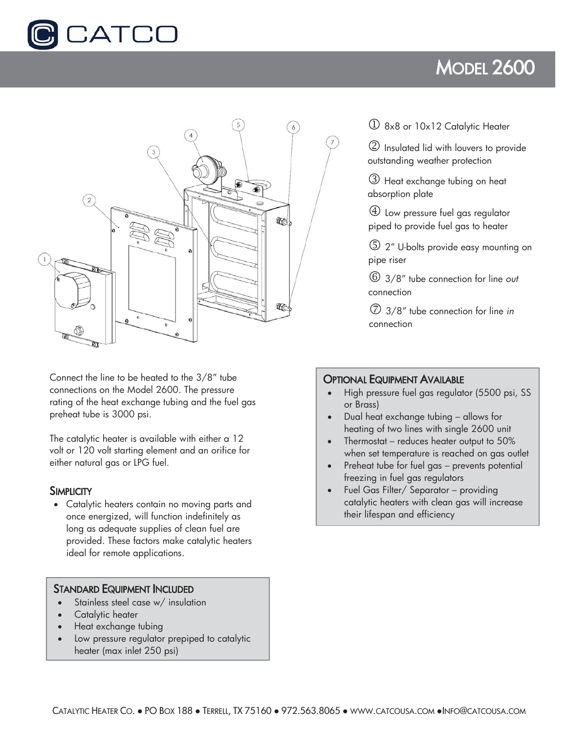# CATCO

## Model 2600

① 8x8 or 10x12 Catalytic Heater

② Insulated lid with louvers to provide outstanding weather protection

③ Heat exchange tubing on heat absorption plate

④ Low pressure fuel gas regulator piped to provide fuel gas to heater

⑤ 2" U-bolts provide easy mounting on pipe riser

⑥ 3/8" tube connection for line *out* connection

⑦ 3/8" tube connection for line *in* connection

Connect the line to be heated to the 3/8" tube connections on the Model 2600. The pressure rating of the heat exchange tubing and the fuel gas preheat tube is 3000 psi.

The catalytic heater is available with either a 12 volt or 120 volt starting element and an orifice for either natural gas or LPG fuel.

### Simplicity

- Catalytic heaters contain no moving parts and once energized, will function indefinitely as long as adequate supplies of clean fuel are provided. These factors make catalytic heaters ideal for remote applications.

### Standard Equipment Included

- Stainless steel case w/ insulation
- Catalytic heater
- Heat exchange tubing
- Low pressure regulator prepiped to catalytic heater (max inlet 250 psi)

### Optional Equipment Available

- High pressure fuel gas regulator (5500 psi, SS or Brass)
- Dual heat exchange tubing – allows for heating of two lines with single 2600 unit
- Thermostat – reduces heater output to 50% when set temperature is reached on gas outlet
- Preheat tube for fuel gas – prevents potential freezing in fuel gas regulators
- Fuel Gas Filter/ Separator – providing catalytic heaters with clean gas will increase their lifespan and efficiency

Catalytic Heater Co. • PO Box 188 • Terrell, TX 75160 • 972.563.8065 • www.catcousa.com •info@catcousa.com